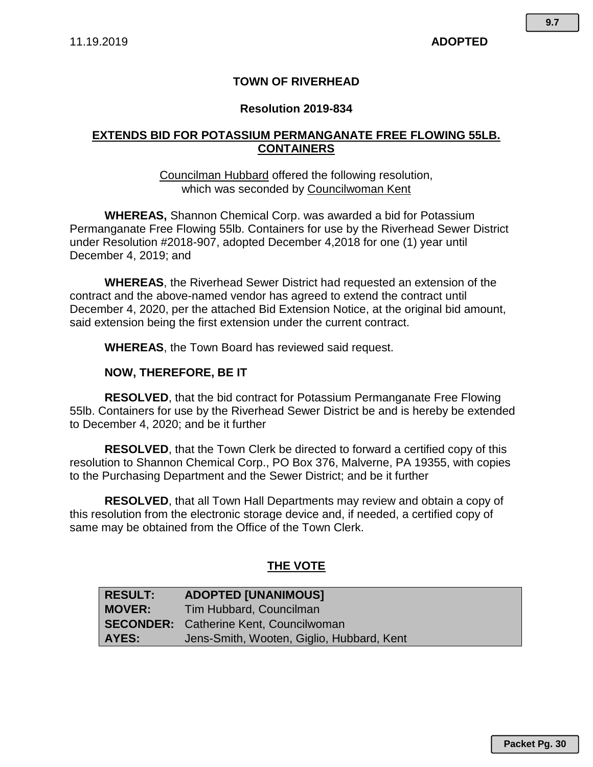11.19.2019 **ADOPTED**

# TOWN OF RIVERHEAD

## Resolution 2019-834

## EXTENDS BID FOR POTASSIUM PERMANGANATE FREE FLOWING 55LB. CONTAINERS

Councilman Hubbard offered the following resolution, which was seconded by Councilwoman Kent

**WHEREAS,** Shannon Chemical Corp. was awarded a bid for Potassium Permanganate Free Flowing 55lb. Containers for use by the Riverhead Sewer District under Resolution #2018-907, adopted December 4,2018 for one (1) year until December 4, 2019; and

**WHEREAS**, the Riverhead Sewer District had requested an extension of the contract and the above-named vendor has agreed to extend the contract until December 4, 2020, per the attached Bid Extension Notice, at the original bid amount, said extension being the first extension under the current contract.

**WHEREAS**, the Town Board has reviewed said request.

**NOW, THEREFORE, BE IT**

**RESOLVED**, that the bid contract for Potassium Permanganate Free Flowing 55lb. Containers for use by the Riverhead Sewer District be and is hereby be extended to December 4, 2020; and be it further

**RESOLVED**, that the Town Clerk be directed to forward a certified copy of this resolution to Shannon Chemical Corp., PO Box 376, Malverne, PA 19355, with copies to the Purchasing Department and the Sewer District; and be it further

**RESOLVED**, that all Town Hall Departments may review and obtain a copy of this resolution from the electronic storage device and, if needed, a certified copy of same may be obtained from the Office of the Town Clerk.

## THE VOTE

| | |
|---|---|
| **RESULT:** | **ADOPTED [UNANIMOUS]** |
| **MOVER:** | Tim Hubbard, Councilman |
| **SECONDER:** | Catherine Kent, Councilwoman |
| **AYES:** | Jens-Smith, Wooten, Giglio, Hubbard, Kent |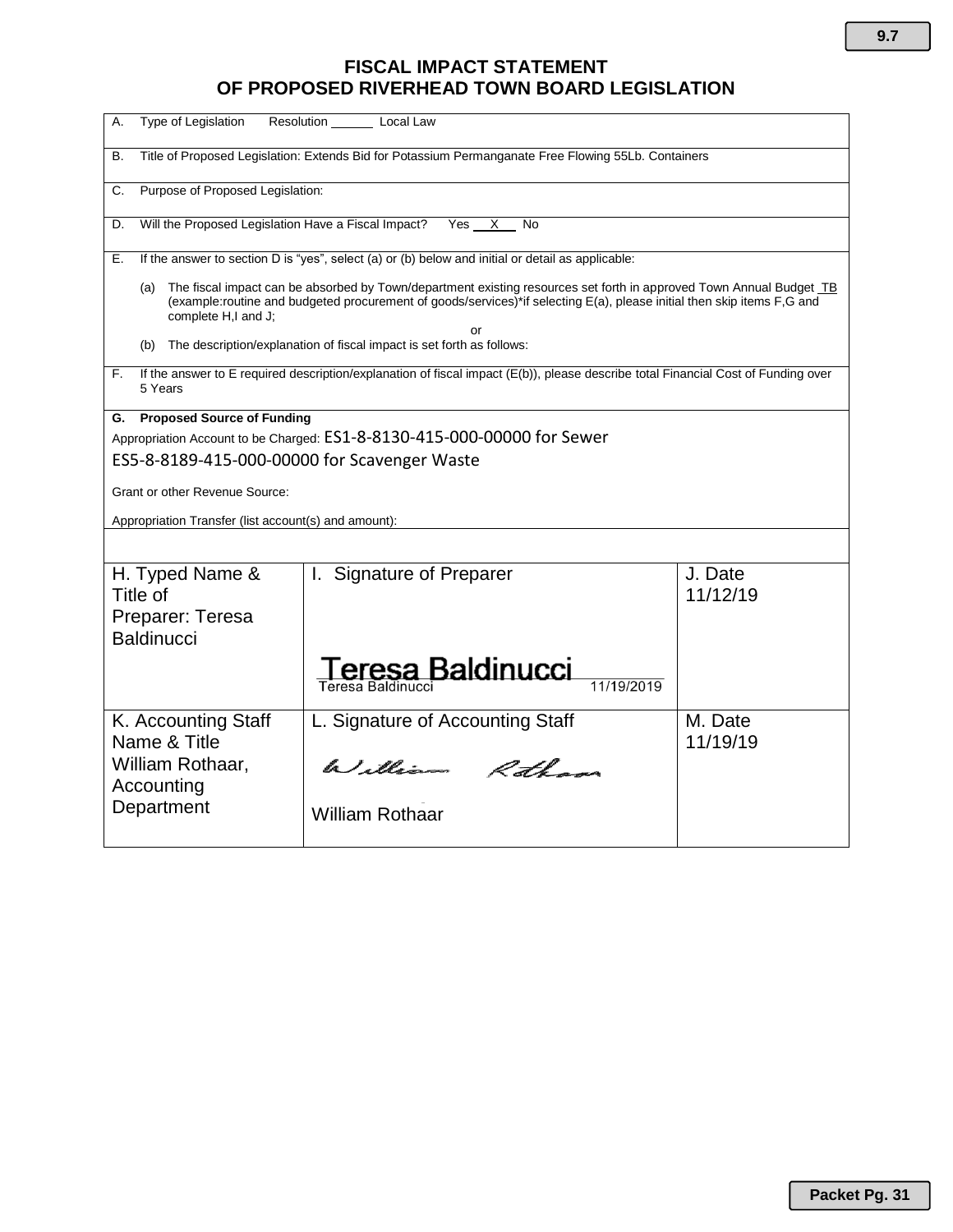# FISCAL IMPACT STATEMENT
# OF PROPOSED RIVERHEAD TOWN BOARD LEGISLATION

A. Type of Legislation    Resolution ______ Local Law

B. Title of Proposed Legislation: Extends Bid for Potassium Permanganate Free Flowing 55Lb. Containers

C. Purpose of Proposed Legislation:

D. Will the Proposed Legislation Have a Fiscal Impact?    Yes __X__ No

E. If the answer to section D is "yes", select (a) or (b) below and initial or detail as applicable:

(a) The fiscal impact can be absorbed by Town/department existing resources set forth in approved Town Annual Budget _TB_ (example:routine and budgeted procurement of goods/services)*if selecting E(a), please initial then skip items F,G and complete H,I and J;

or

(b) The description/explanation of fiscal impact is set forth as follows:

F. If the answer to E required description/explanation of fiscal impact (E(b)), please describe total Financial Cost of Funding over 5 Years

**G. Proposed Source of Funding**

Appropriation Account to be Charged: ES1-8-8130-415-000-00000 for Sewer
ES5-8-8189-415-000-00000 for Scavenger Waste

Grant or other Revenue Source:

Appropriation Transfer (list account(s) and amount):

| H. Typed Name & Title of Preparer: Teresa Baldinucci | I. Signature of Preparer<br>Teresa Baldinucci<br>Teresa Baldinucci 11/19/2019 | J. Date<br>11/12/19 |
|---|---|---|
| K. Accounting Staff Name & Title<br>William Rothaar, Accounting Department | L. Signature of Accounting Staff<br>William Rothaar<br>William Rothaar | M. Date<br>11/19/19 |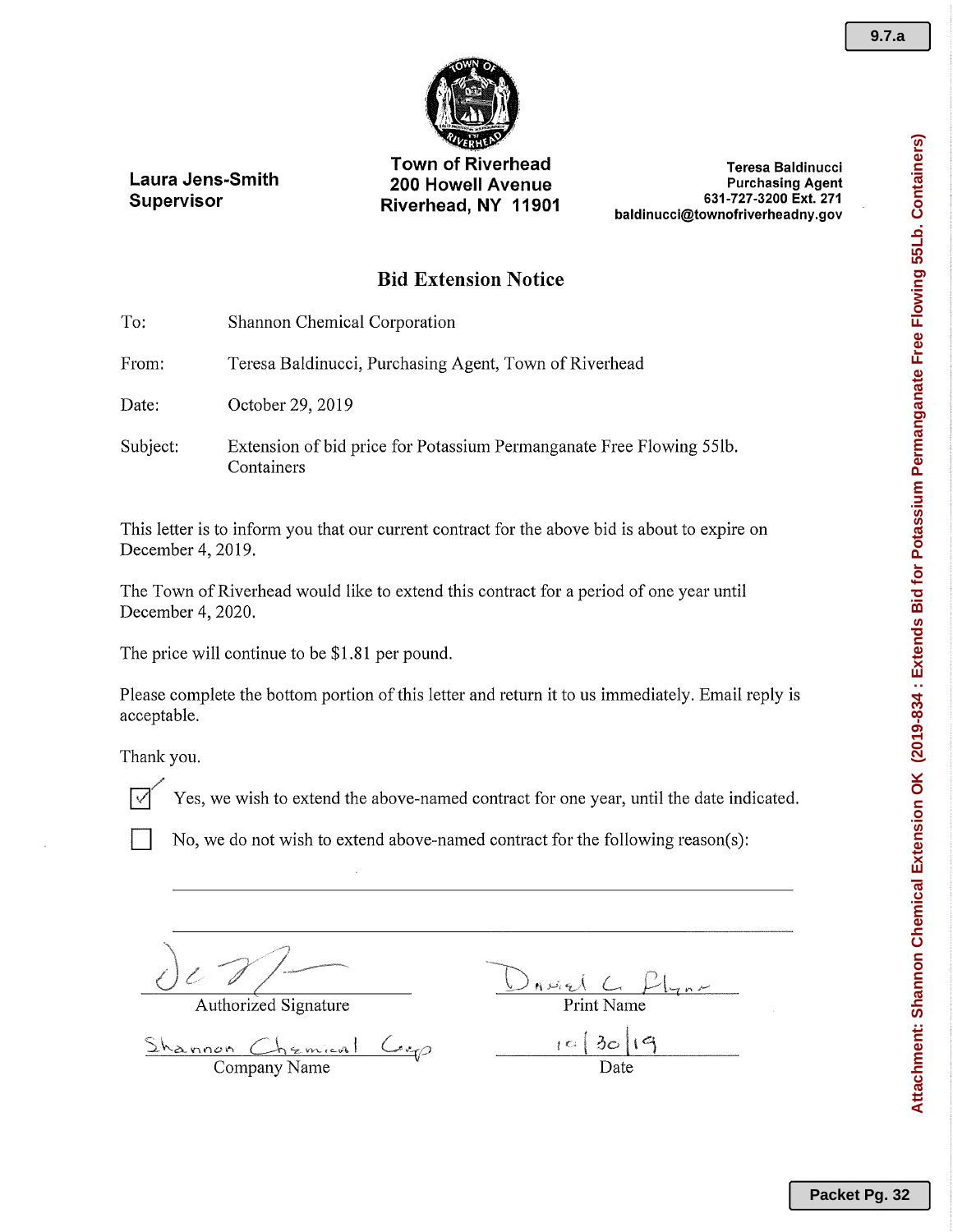Laura Jens-Smith
Supervisor

**Town of Riverhead**
**200 Howell Avenue**
**Riverhead, NY 11901**

**Teresa Baldinucci**
**Purchasing Agent**
**631-727-3200 Ext. 271**
**baldinucci@townofriverheadny.gov**

## Bid Extension Notice

To: Shannon Chemical Corporation

From: Teresa Baldinucci, Purchasing Agent, Town of Riverhead

Date: October 29, 2019

Subject: Extension of bid price for Potassium Permanganate Free Flowing 55lb. Containers

This letter is to inform you that our current contract for the above bid is about to expire on December 4, 2019.

The Town of Riverhead would like to extend this contract for a period of one year until December 4, 2020.

The price will continue to be $1.81 per pound.

Please complete the bottom portion of this letter and return it to us immediately. Email reply is acceptable.

Thank you.

☑ Yes, we wish to extend the above-named contract for one year, until the date indicated.

☐ No, we do not wish to extend above-named contract for the following reason(s):

\_\_\_\_\_\_\_\_\_\_\_\_\_\_\_\_\_\_\_\_\_\_\_\_\_\_\_\_\_\_\_\_\_\_\_\_\_\_\_\_

\_\_\_\_\_\_\_\_\_\_\_\_\_\_\_\_\_\_\_\_\_\_\_\_\_\_\_\_\_\_\_\_\_\_\_\_\_\_\_\_

[signature]
Authorized Signature

Daniel C. Flynn
Print Name

Shannon Chemical Corp
Company Name

10/30/19
Date

Attachment: Shannon Chemical Extension OK (2019-834 : Extends Bid for Potassium Permanganate Free Flowing 55Lb. Containers)